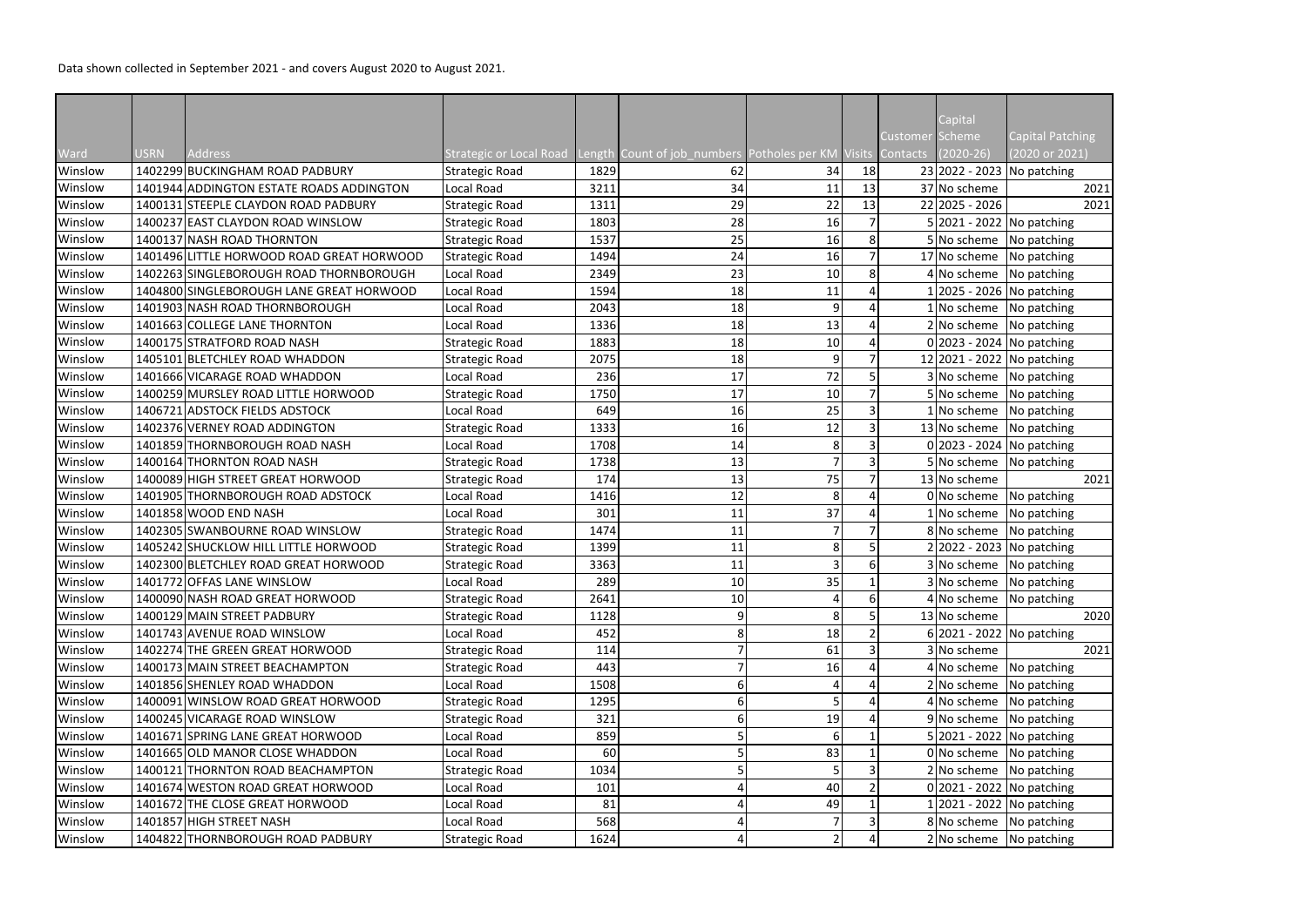Data shown collected in September 2021 - and covers August 2020 to August 2021.

| Ward | USRN | Address | Strategic or Local Road | Length | Count of job_numbers | Potholes per KM | Visits | Customer Contacts | Capital Scheme (2020-26) | Capital Patching (2020 or 2021) |
|---|---|---|---|---|---|---|---|---|---|---|
| Winslow | 1402299 | BUCKINGHAM ROAD PADBURY | Strategic Road | 1829 | 62 | 34 | 18 | 23 | 2022 - 2023 | No patching |
| Winslow | 1401944 | ADDINGTON ESTATE ROADS ADDINGTON | Local Road | 3211 | 34 | 11 | 13 | 37 | No scheme | 2021 |
| Winslow | 1400131 | STEEPLE CLAYDON ROAD PADBURY | Strategic Road | 1311 | 29 | 22 | 13 | 22 | 2025 - 2026 | 2021 |
| Winslow | 1400237 | EAST CLAYDON ROAD WINSLOW | Strategic Road | 1803 | 28 | 16 | 7 | 5 | 2021 - 2022 | No patching |
| Winslow | 1400137 | NASH ROAD THORNTON | Strategic Road | 1537 | 25 | 16 | 8 | 5 | No scheme | No patching |
| Winslow | 1401496 | LITTLE HORWOOD ROAD GREAT HORWOOD | Strategic Road | 1494 | 24 | 16 | 7 | 17 | No scheme | No patching |
| Winslow | 1402263 | SINGLEBOROUGH ROAD THORNBOROUGH | Local Road | 2349 | 23 | 10 | 8 | 4 | No scheme | No patching |
| Winslow | 1404800 | SINGLEBOROUGH LANE GREAT HORWOOD | Local Road | 1594 | 18 | 11 | 4 | 1 | 2025 - 2026 | No patching |
| Winslow | 1401903 | NASH ROAD THORNBOROUGH | Local Road | 2043 | 18 | 9 | 4 | 1 | No scheme | No patching |
| Winslow | 1401663 | COLLEGE LANE THORNTON | Local Road | 1336 | 18 | 13 | 4 | 2 | No scheme | No patching |
| Winslow | 1400175 | STRATFORD ROAD NASH | Strategic Road | 1883 | 18 | 10 | 4 | 0 | 2023 - 2024 | No patching |
| Winslow | 1405101 | BLETCHLEY ROAD WHADDON | Strategic Road | 2075 | 18 | 9 | 7 | 12 | 2021 - 2022 | No patching |
| Winslow | 1401666 | VICARAGE ROAD WHADDON | Local Road | 236 | 17 | 72 | 5 | 3 | No scheme | No patching |
| Winslow | 1400259 | MURSLEY ROAD LITTLE HORWOOD | Strategic Road | 1750 | 17 | 10 | 7 | 5 | No scheme | No patching |
| Winslow | 1406721 | ADSTOCK FIELDS ADSTOCK | Local Road | 649 | 16 | 25 | 3 | 1 | No scheme | No patching |
| Winslow | 1402376 | VERNEY ROAD ADDINGTON | Strategic Road | 1333 | 16 | 12 | 3 | 13 | No scheme | No patching |
| Winslow | 1401859 | THORNBOROUGH ROAD NASH | Local Road | 1708 | 14 | 8 | 3 | 0 | 2023 - 2024 | No patching |
| Winslow | 1400164 | THORNTON ROAD NASH | Strategic Road | 1738 | 13 | 7 | 3 | 5 | No scheme | No patching |
| Winslow | 1400089 | HIGH STREET GREAT HORWOOD | Strategic Road | 174 | 13 | 75 | 7 | 13 | No scheme | 2021 |
| Winslow | 1401905 | THORNBOROUGH ROAD ADSTOCK | Local Road | 1416 | 12 | 8 | 4 | 0 | No scheme | No patching |
| Winslow | 1401858 | WOOD END NASH | Local Road | 301 | 11 | 37 | 4 | 1 | No scheme | No patching |
| Winslow | 1402305 | SWANBOURNE ROAD WINSLOW | Strategic Road | 1474 | 11 | 7 | 7 | 8 | No scheme | No patching |
| Winslow | 1405242 | SHUCKLOW HILL LITTLE HORWOOD | Strategic Road | 1399 | 11 | 8 | 5 | 2 | 2022 - 2023 | No patching |
| Winslow | 1402300 | BLETCHLEY ROAD GREAT HORWOOD | Strategic Road | 3363 | 11 | 3 | 6 | 3 | No scheme | No patching |
| Winslow | 1401772 | OFFAS LANE WINSLOW | Local Road | 289 | 10 | 35 | 1 | 3 | No scheme | No patching |
| Winslow | 1400090 | NASH ROAD GREAT HORWOOD | Strategic Road | 2641 | 10 | 4 | 6 | 4 | No scheme | No patching |
| Winslow | 1400129 | MAIN STREET PADBURY | Strategic Road | 1128 | 9 | 8 | 5 | 13 | No scheme | 2020 |
| Winslow | 1401743 | AVENUE ROAD WINSLOW | Local Road | 452 | 8 | 18 | 2 | 6 | 2021 - 2022 | No patching |
| Winslow | 1402274 | THE GREEN GREAT HORWOOD | Strategic Road | 114 | 7 | 61 | 3 | 3 | No scheme | 2021 |
| Winslow | 1400173 | MAIN STREET BEACHAMPTON | Strategic Road | 443 | 7 | 16 | 4 | 4 | No scheme | No patching |
| Winslow | 1401856 | SHENLEY ROAD WHADDON | Local Road | 1508 | 6 | 4 | 4 | 2 | No scheme | No patching |
| Winslow | 1400091 | WINSLOW ROAD GREAT HORWOOD | Strategic Road | 1295 | 6 | 5 | 4 | 4 | No scheme | No patching |
| Winslow | 1400245 | VICARAGE ROAD WINSLOW | Strategic Road | 321 | 6 | 19 | 4 | 9 | No scheme | No patching |
| Winslow | 1401671 | SPRING LANE GREAT HORWOOD | Local Road | 859 | 5 | 6 | 1 | 5 | 2021 - 2022 | No patching |
| Winslow | 1401665 | OLD MANOR CLOSE WHADDON | Local Road | 60 | 5 | 83 | 1 | 0 | No scheme | No patching |
| Winslow | 1400121 | THORNTON ROAD BEACHAMPTON | Strategic Road | 1034 | 5 | 5 | 3 | 2 | No scheme | No patching |
| Winslow | 1401674 | WESTON ROAD GREAT HORWOOD | Local Road | 101 | 4 | 40 | 2 | 0 | 2021 - 2022 | No patching |
| Winslow | 1401672 | THE CLOSE GREAT HORWOOD | Local Road | 81 | 4 | 49 | 1 | 1 | 2021 - 2022 | No patching |
| Winslow | 1401857 | HIGH STREET NASH | Local Road | 568 | 4 | 7 | 3 | 8 | No scheme | No patching |
| Winslow | 1404822 | THORNBOROUGH ROAD PADBURY | Strategic Road | 1624 | 4 | 2 | 4 | 2 | No scheme | No patching |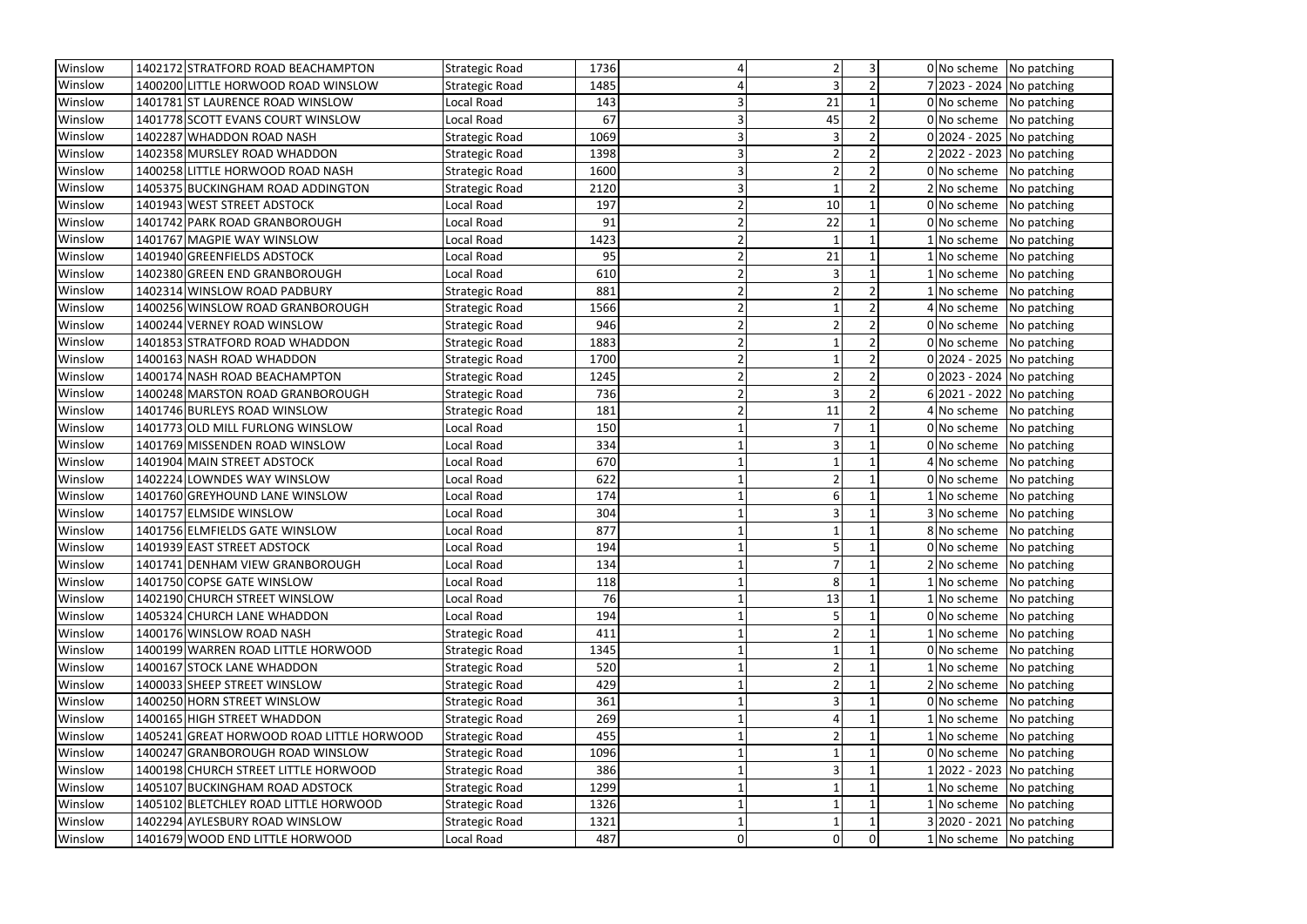| | | | | | | | | | |
|---|---|---|---|---|---|---|---|---|---|
| Winslow | 1402172 | STRATFORD ROAD BEACHAMPTON | Strategic Road | 1736 | 4 | 2 | 3 | 0 | No scheme | No patching |
| Winslow | 1400200 | LITTLE HORWOOD ROAD WINSLOW | Strategic Road | 1485 | 4 | 3 | 2 | 7 | 2023 - 2024 | No patching |
| Winslow | 1401781 | ST LAURENCE ROAD WINSLOW | Local Road | 143 | 3 | 21 | 1 | 0 | No scheme | No patching |
| Winslow | 1401778 | SCOTT EVANS COURT WINSLOW | Local Road | 67 | 3 | 45 | 2 | 0 | No scheme | No patching |
| Winslow | 1402287 | WHADDON ROAD NASH | Strategic Road | 1069 | 3 | 3 | 2 | 0 | 2024 - 2025 | No patching |
| Winslow | 1402358 | MURSLEY ROAD WHADDON | Strategic Road | 1398 | 3 | 2 | 2 | 2 | 2022 - 2023 | No patching |
| Winslow | 1400258 | LITTLE HORWOOD ROAD NASH | Strategic Road | 1600 | 3 | 2 | 2 | 0 | No scheme | No patching |
| Winslow | 1405375 | BUCKINGHAM ROAD ADDINGTON | Strategic Road | 2120 | 3 | 1 | 2 | 2 | No scheme | No patching |
| Winslow | 1401943 | WEST STREET ADSTOCK | Local Road | 197 | 2 | 10 | 1 | 0 | No scheme | No patching |
| Winslow | 1401742 | PARK ROAD GRANBOROUGH | Local Road | 91 | 2 | 22 | 1 | 0 | No scheme | No patching |
| Winslow | 1401767 | MAGPIE WAY WINSLOW | Local Road | 1423 | 2 | 1 | 1 | 1 | No scheme | No patching |
| Winslow | 1401940 | GREENFIELDS ADSTOCK | Local Road | 95 | 2 | 21 | 1 | 1 | No scheme | No patching |
| Winslow | 1402380 | GREEN END GRANBOROUGH | Local Road | 610 | 2 | 3 | 1 | 1 | No scheme | No patching |
| Winslow | 1402314 | WINSLOW ROAD PADBURY | Strategic Road | 881 | 2 | 2 | 2 | 1 | No scheme | No patching |
| Winslow | 1400256 | WINSLOW ROAD GRANBOROUGH | Strategic Road | 1566 | 2 | 1 | 2 | 4 | No scheme | No patching |
| Winslow | 1400244 | VERNEY ROAD WINSLOW | Strategic Road | 946 | 2 | 2 | 2 | 0 | No scheme | No patching |
| Winslow | 1401853 | STRATFORD ROAD WHADDON | Strategic Road | 1883 | 2 | 1 | 2 | 0 | No scheme | No patching |
| Winslow | 1400163 | NASH ROAD WHADDON | Strategic Road | 1700 | 2 | 1 | 2 | 0 | 2024 - 2025 | No patching |
| Winslow | 1400174 | NASH ROAD BEACHAMPTON | Strategic Road | 1245 | 2 | 2 | 2 | 0 | 2023 - 2024 | No patching |
| Winslow | 1400248 | MARSTON ROAD GRANBOROUGH | Strategic Road | 736 | 2 | 3 | 2 | 6 | 2021 - 2022 | No patching |
| Winslow | 1401746 | BURLEYS ROAD WINSLOW | Strategic Road | 181 | 2 | 11 | 2 | 4 | No scheme | No patching |
| Winslow | 1401773 | OLD MILL FURLONG WINSLOW | Local Road | 150 | 1 | 7 | 1 | 0 | No scheme | No patching |
| Winslow | 1401769 | MISSENDEN ROAD WINSLOW | Local Road | 334 | 1 | 3 | 1 | 0 | No scheme | No patching |
| Winslow | 1401904 | MAIN STREET ADSTOCK | Local Road | 670 | 1 | 1 | 1 | 4 | No scheme | No patching |
| Winslow | 1402224 | LOWNDES WAY WINSLOW | Local Road | 622 | 1 | 2 | 1 | 0 | No scheme | No patching |
| Winslow | 1401760 | GREYHOUND LANE WINSLOW | Local Road | 174 | 1 | 6 | 1 | 1 | No scheme | No patching |
| Winslow | 1401757 | ELMSIDE WINSLOW | Local Road | 304 | 1 | 3 | 1 | 3 | No scheme | No patching |
| Winslow | 1401756 | ELMFIELDS GATE WINSLOW | Local Road | 877 | 1 | 1 | 1 | 8 | No scheme | No patching |
| Winslow | 1401939 | EAST STREET ADSTOCK | Local Road | 194 | 1 | 5 | 1 | 0 | No scheme | No patching |
| Winslow | 1401741 | DENHAM VIEW GRANBOROUGH | Local Road | 134 | 1 | 7 | 1 | 2 | No scheme | No patching |
| Winslow | 1401750 | COPSE GATE WINSLOW | Local Road | 118 | 1 | 8 | 1 | 1 | No scheme | No patching |
| Winslow | 1402190 | CHURCH STREET WINSLOW | Local Road | 76 | 1 | 13 | 1 | 1 | No scheme | No patching |
| Winslow | 1405324 | CHURCH LANE WHADDON | Local Road | 194 | 1 | 5 | 1 | 0 | No scheme | No patching |
| Winslow | 1400176 | WINSLOW ROAD NASH | Strategic Road | 411 | 1 | 2 | 1 | 1 | No scheme | No patching |
| Winslow | 1400199 | WARREN ROAD LITTLE HORWOOD | Strategic Road | 1345 | 1 | 1 | 1 | 0 | No scheme | No patching |
| Winslow | 1400167 | STOCK LANE WHADDON | Strategic Road | 520 | 1 | 2 | 1 | 1 | No scheme | No patching |
| Winslow | 1400033 | SHEEP STREET WINSLOW | Strategic Road | 429 | 1 | 2 | 1 | 2 | No scheme | No patching |
| Winslow | 1400250 | HORN STREET WINSLOW | Strategic Road | 361 | 1 | 3 | 1 | 0 | No scheme | No patching |
| Winslow | 1400165 | HIGH STREET WHADDON | Strategic Road | 269 | 1 | 4 | 1 | 1 | No scheme | No patching |
| Winslow | 1405241 | GREAT HORWOOD ROAD LITTLE HORWOOD | Strategic Road | 455 | 1 | 2 | 1 | 1 | No scheme | No patching |
| Winslow | 1400247 | GRANBOROUGH ROAD WINSLOW | Strategic Road | 1096 | 1 | 1 | 1 | 0 | No scheme | No patching |
| Winslow | 1400198 | CHURCH STREET LITTLE HORWOOD | Strategic Road | 386 | 1 | 3 | 1 | 1 | 2022 - 2023 | No patching |
| Winslow | 1405107 | BUCKINGHAM ROAD ADSTOCK | Strategic Road | 1299 | 1 | 1 | 1 | 1 | No scheme | No patching |
| Winslow | 1405102 | BLETCHLEY ROAD LITTLE HORWOOD | Strategic Road | 1326 | 1 | 1 | 1 | 1 | No scheme | No patching |
| Winslow | 1402294 | AYLESBURY ROAD WINSLOW | Strategic Road | 1321 | 1 | 1 | 1 | 3 | 2020 - 2021 | No patching |
| Winslow | 1401679 | WOOD END LITTLE HORWOOD | Local Road | 487 | 0 | 0 | 0 | 1 | No scheme | No patching |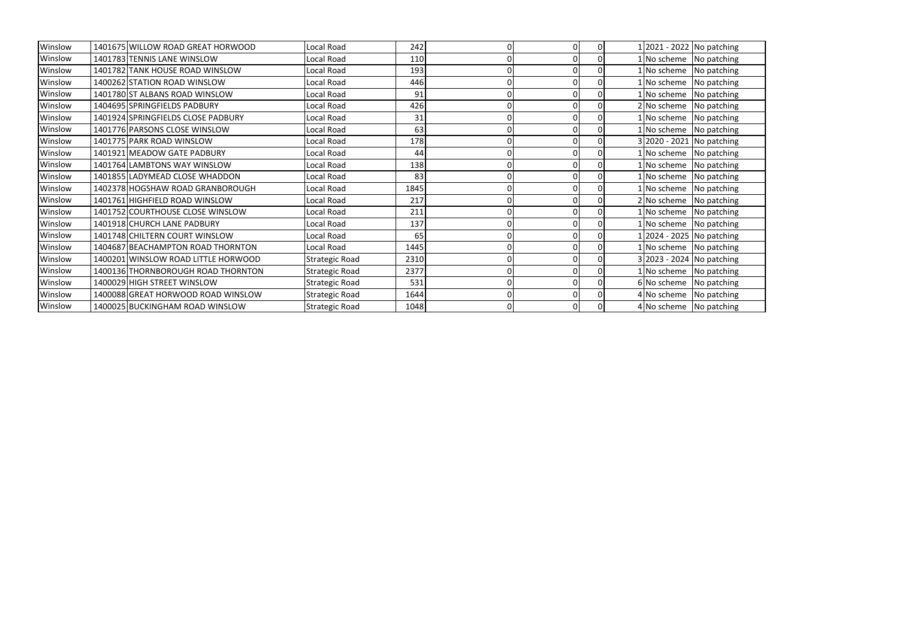| | | | | | | | | | |
|---|---|---|---|---|---|---|---|---|---|
| Winslow | 1401675 | WILLOW ROAD GREAT HORWOOD | Local Road | 242 | 0 | 0 | 0 | 1 | 2021 - 2022 | No patching |
| Winslow | 1401783 | TENNIS LANE WINSLOW | Local Road | 110 | 0 | 0 | 0 | 1 | No scheme | No patching |
| Winslow | 1401782 | TANK HOUSE ROAD WINSLOW | Local Road | 193 | 0 | 0 | 0 | 1 | No scheme | No patching |
| Winslow | 1400262 | STATION ROAD WINSLOW | Local Road | 446 | 0 | 0 | 0 | 1 | No scheme | No patching |
| Winslow | 1401780 | ST ALBANS ROAD WINSLOW | Local Road | 91 | 0 | 0 | 0 | 1 | No scheme | No patching |
| Winslow | 1404695 | SPRINGFIELDS PADBURY | Local Road | 426 | 0 | 0 | 0 | 2 | No scheme | No patching |
| Winslow | 1401924 | SPRINGFIELDS CLOSE PADBURY | Local Road | 31 | 0 | 0 | 0 | 1 | No scheme | No patching |
| Winslow | 1401776 | PARSONS CLOSE WINSLOW | Local Road | 63 | 0 | 0 | 0 | 1 | No scheme | No patching |
| Winslow | 1401775 | PARK ROAD WINSLOW | Local Road | 178 | 0 | 0 | 0 | 3 | 2020 - 2021 | No patching |
| Winslow | 1401921 | MEADOW GATE PADBURY | Local Road | 44 | 0 | 0 | 0 | 1 | No scheme | No patching |
| Winslow | 1401764 | LAMBTONS WAY WINSLOW | Local Road | 138 | 0 | 0 | 0 | 1 | No scheme | No patching |
| Winslow | 1401855 | LADYMEAD CLOSE WHADDON | Local Road | 83 | 0 | 0 | 0 | 1 | No scheme | No patching |
| Winslow | 1402378 | HOGSHAW ROAD GRANBOROUGH | Local Road | 1845 | 0 | 0 | 0 | 1 | No scheme | No patching |
| Winslow | 1401761 | HIGHFIELD ROAD WINSLOW | Local Road | 217 | 0 | 0 | 0 | 2 | No scheme | No patching |
| Winslow | 1401752 | COURTHOUSE CLOSE WINSLOW | Local Road | 211 | 0 | 0 | 0 | 1 | No scheme | No patching |
| Winslow | 1401918 | CHURCH LANE PADBURY | Local Road | 137 | 0 | 0 | 0 | 1 | No scheme | No patching |
| Winslow | 1401748 | CHILTERN COURT WINSLOW | Local Road | 65 | 0 | 0 | 0 | 1 | 2024 - 2025 | No patching |
| Winslow | 1404687 | BEACHAMPTON ROAD THORNTON | Local Road | 1445 | 0 | 0 | 0 | 1 | No scheme | No patching |
| Winslow | 1400201 | WINSLOW ROAD LITTLE HORWOOD | Strategic Road | 2310 | 0 | 0 | 0 | 3 | 2023 - 2024 | No patching |
| Winslow | 1400136 | THORNBOROUGH ROAD THORNTON | Strategic Road | 2377 | 0 | 0 | 0 | 1 | No scheme | No patching |
| Winslow | 1400029 | HIGH STREET WINSLOW | Strategic Road | 531 | 0 | 0 | 0 | 6 | No scheme | No patching |
| Winslow | 1400088 | GREAT HORWOOD ROAD WINSLOW | Strategic Road | 1644 | 0 | 0 | 0 | 4 | No scheme | No patching |
| Winslow | 1400025 | BUCKINGHAM ROAD WINSLOW | Strategic Road | 1048 | 0 | 0 | 0 | 4 | No scheme | No patching |